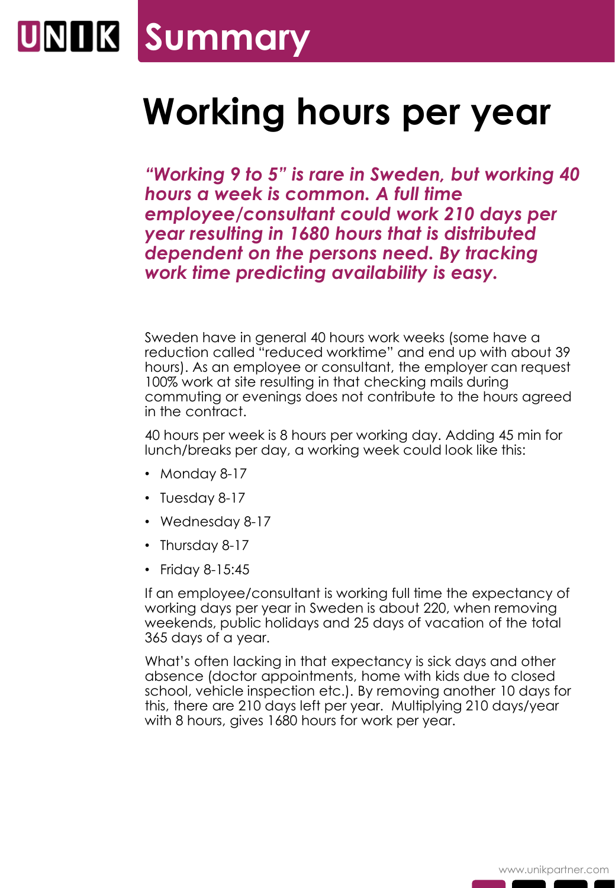# Summary

## Working hours per year

***"Working 9 to 5" is rare in Sweden, but working 40 hours a week is common. A full time employee/consultant could work 210 days per year resulting in 1680 hours that is distributed dependent on the persons need. By tracking work time predicting availability is easy.***

Sweden have in general 40 hours work weeks (some have a reduction called "reduced worktime" and end up with about 39 hours). As an employee or consultant, the employer can request 100% work at site resulting in that checking mails during commuting or evenings does not contribute to the hours agreed in the contract.

40 hours per week is 8 hours per working day. Adding 45 min for lunch/breaks per day, a working week could look like this:

- Monday 8-17
- Tuesday 8-17
- Wednesday 8-17
- Thursday 8-17
- Friday 8-15:45

If an employee/consultant is working full time the expectancy of working days per year in Sweden is about 220, when removing weekends, public holidays and 25 days of vacation of the total 365 days of a year.

What's often lacking in that expectancy is sick days and other absence (doctor appointments, home with kids due to closed school, vehicle inspection etc.). By removing another 10 days for this, there are 210 days left per year. Multiplying 210 days/year with 8 hours, gives 1680 hours for work per year.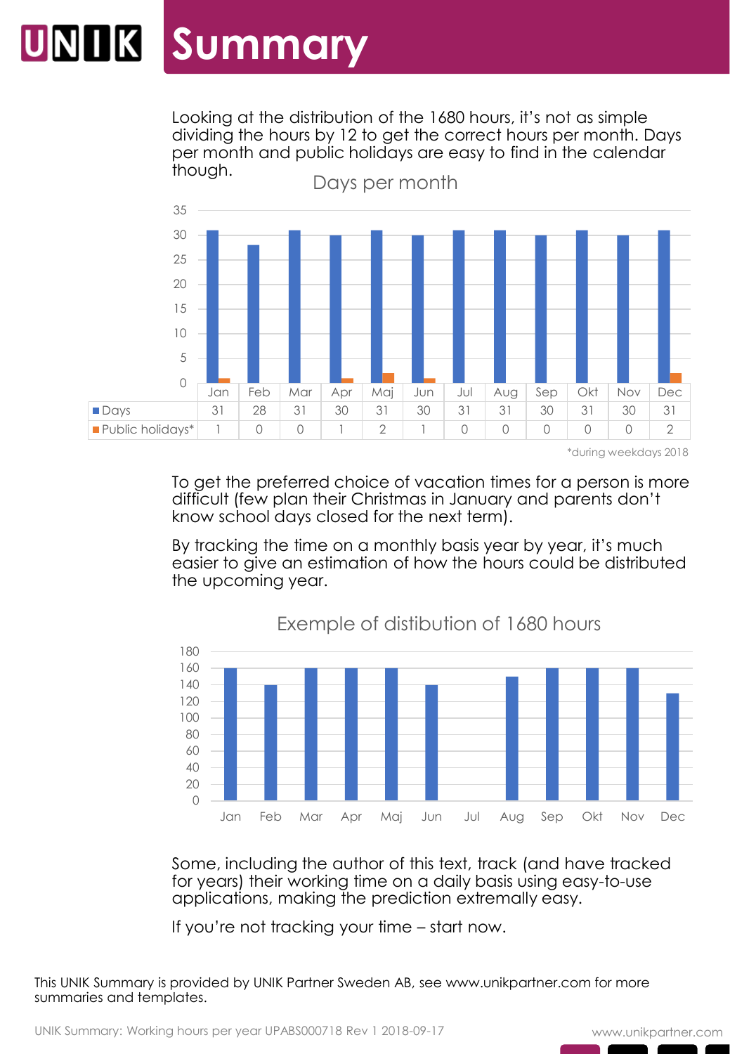# Summary

Looking at the distribution of the 1680 hours, it's not as simple dividing the hours by 12 to get the correct hours per month. Days per month and public holidays are easy to find in the calendar though.

Days per month

35
30
25
20
15
10
5
0

Jan Feb Mar Apr Maj Jun Jul Aug Sep Okt Nov Dec

Days 31 28 31 30 31 30 31 31 30 31 30 31

Public holidays* 1 0 0 1 2 1 0 0 0 0 0 2

*during weekdays 2018

To get the preferred choice of vacation times for a person is more difficult (few plan their Christmas in January and parents don't know school days closed for the next term).

By tracking the time on a monthly basis year by year, it's much easier to give an estimation of how the hours could be distributed the upcoming year.

Exemple of distibution of 1680 hours

180
160
140
120
100
80
60
40
20
0

Jan Feb Mar Apr Maj Jun Jul Aug Sep Okt Nov Dec

Some, including the author of this text, track (and have tracked for years) their working time on a daily basis using easy-to-use applications, making the prediction extremally easy.

If you're not tracking your time – start now.

This UNIK Summary is provided by UNIK Partner Sweden AB, see www.unikpartner.com for more summaries and templates.